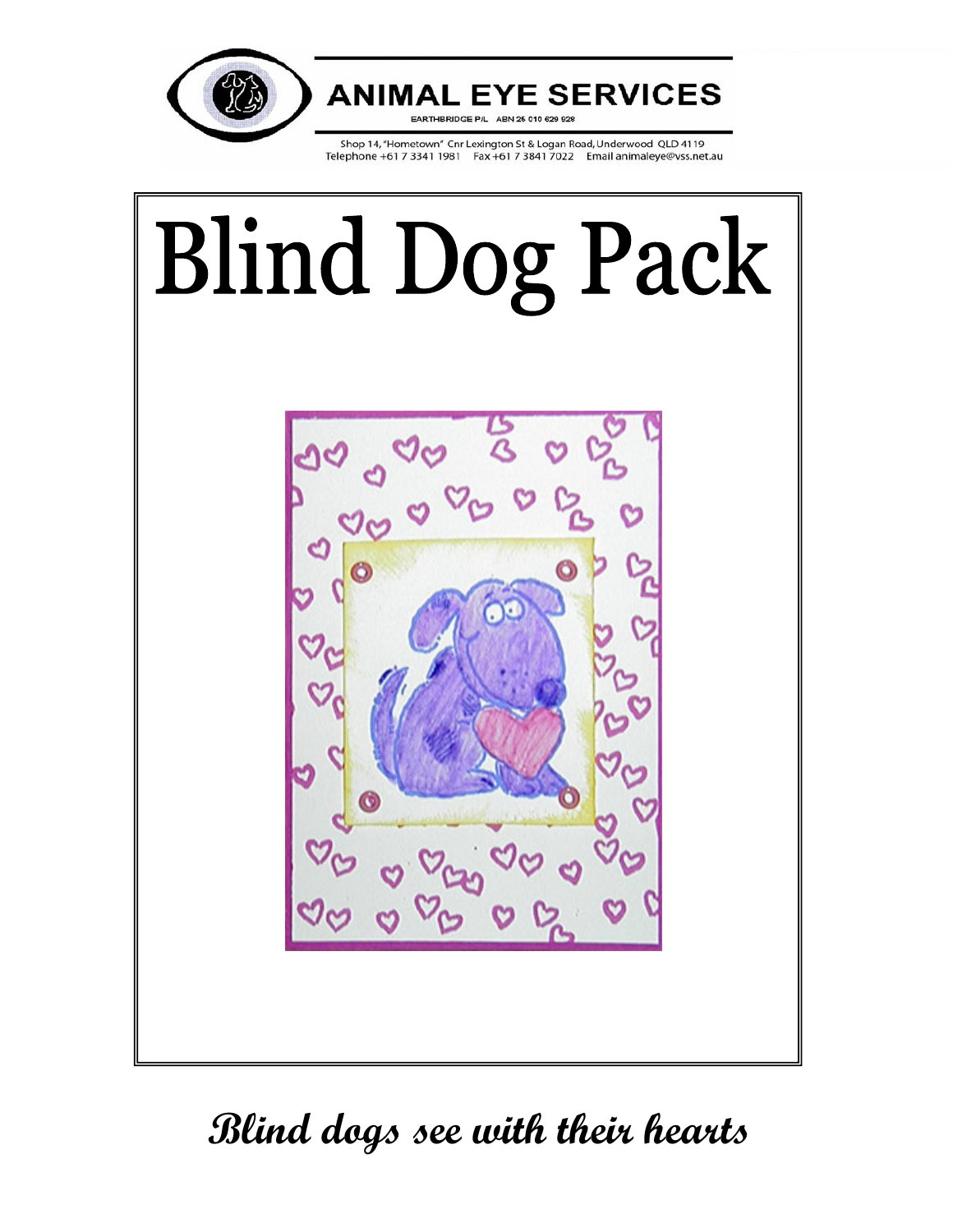**ANIMAL EYE SERVICES**

EARTHBRIDGE P/L ABN 26 010 629 928

Shop 14, "Hometown" Cnr Lexington St & Logan Road, Underwood QLD 4119
Telephone +61 7 3341 1981 Fax +61 7 3841 7022 Email animaleye@vss.net.au

# Blind Dog Pack

*Blind dogs see with their hearts*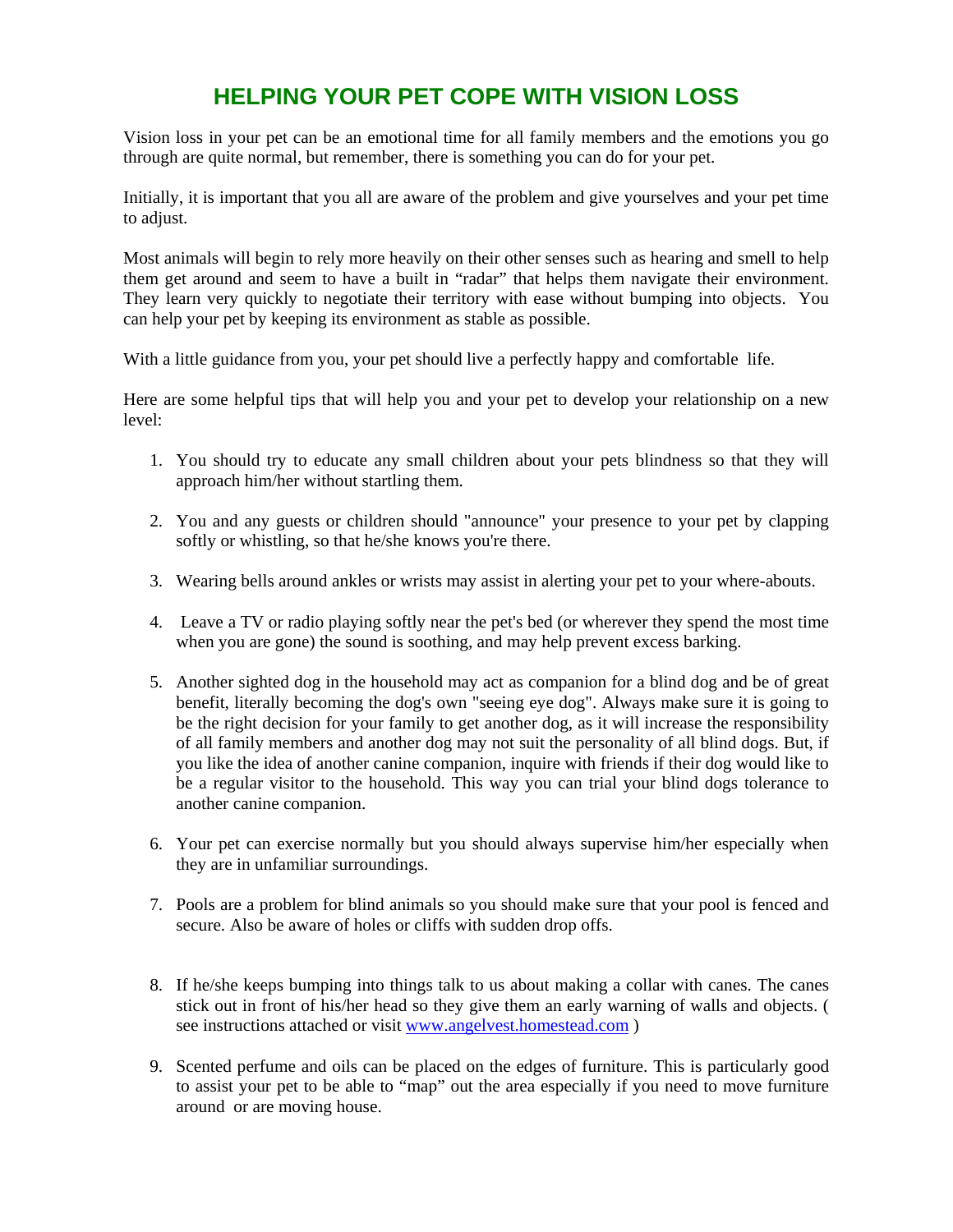# HELPING YOUR PET COPE WITH VISION LOSS

Vision loss in your pet can be an emotional time for all family members and the emotions you go through are quite normal, but remember, there is something you can do for your pet.

Initially, it is important that you all are aware of the problem and give yourselves and your pet time to adjust.

Most animals will begin to rely more heavily on their other senses such as hearing and smell to help them get around and seem to have a built in "radar" that helps them navigate their environment. They learn very quickly to negotiate their territory with ease without bumping into objects. You can help your pet by keeping its environment as stable as possible.

With a little guidance from you, your pet should live a perfectly happy and comfortable life.

Here are some helpful tips that will help you and your pet to develop your relationship on a new level:

1. You should try to educate any small children about your pets blindness so that they will approach him/her without startling them.

2. You and any guests or children should "announce" your presence to your pet by clapping softly or whistling, so that he/she knows you're there.

3. Wearing bells around ankles or wrists may assist in alerting your pet to your where-abouts.

4. Leave a TV or radio playing softly near the pet's bed (or wherever they spend the most time when you are gone) the sound is soothing, and may help prevent excess barking.

5. Another sighted dog in the household may act as companion for a blind dog and be of great benefit, literally becoming the dog's own "seeing eye dog". Always make sure it is going to be the right decision for your family to get another dog, as it will increase the responsibility of all family members and another dog may not suit the personality of all blind dogs. But, if you like the idea of another canine companion, inquire with friends if their dog would like to be a regular visitor to the household. This way you can trial your blind dogs tolerance to another canine companion.

6. Your pet can exercise normally but you should always supervise him/her especially when they are in unfamiliar surroundings.

7. Pools are a problem for blind animals so you should make sure that your pool is fenced and secure. Also be aware of holes or cliffs with sudden drop offs.

8. If he/she keeps bumping into things talk to us about making a collar with canes. The canes stick out in front of his/her head so they give them an early warning of walls and objects. ( see instructions attached or visit [www.angelvest.homestead.com](http://www.angelvest.homestead.com) )

9. Scented perfume and oils can be placed on the edges of furniture. This is particularly good to assist your pet to be able to "map" out the area especially if you need to move furniture around or are moving house.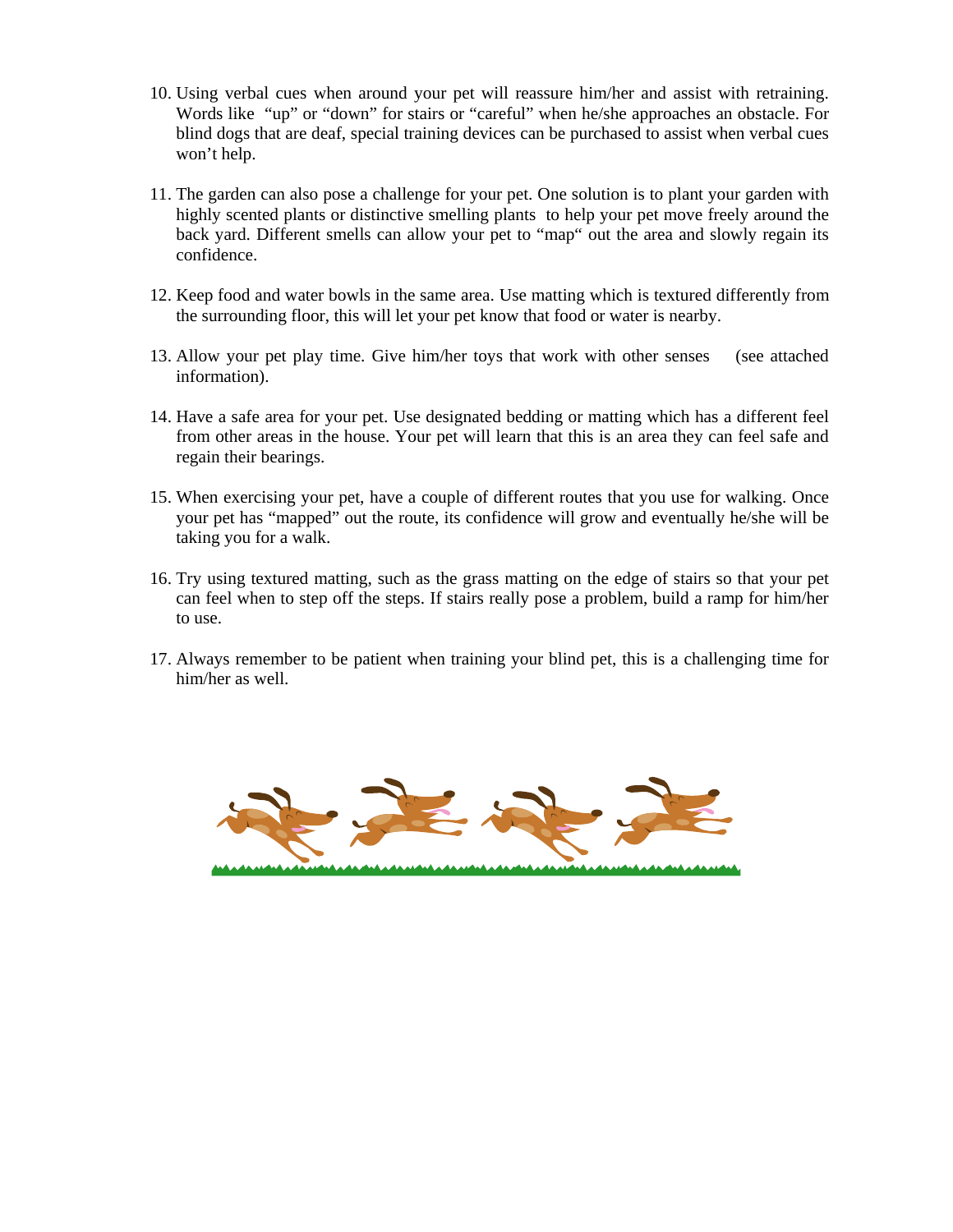10. Using verbal cues when around your pet will reassure him/her and assist with retraining. Words like "up" or "down" for stairs or "careful" when he/she approaches an obstacle. For blind dogs that are deaf, special training devices can be purchased to assist when verbal cues won't help.

11. The garden can also pose a challenge for your pet. One solution is to plant your garden with highly scented plants or distinctive smelling plants to help your pet move freely around the back yard. Different smells can allow your pet to "map" out the area and slowly regain its confidence.

12. Keep food and water bowls in the same area. Use matting which is textured differently from the surrounding floor, this will let your pet know that food or water is nearby.

13. Allow your pet play time. Give him/her toys that work with other senses (see attached information).

14. Have a safe area for your pet. Use designated bedding or matting which has a different feel from other areas in the house. Your pet will learn that this is an area they can feel safe and regain their bearings.

15. When exercising your pet, have a couple of different routes that you use for walking. Once your pet has "mapped" out the route, its confidence will grow and eventually he/she will be taking you for a walk.

16. Try using textured matting, such as the grass matting on the edge of stairs so that your pet can feel when to step off the steps. If stairs really pose a problem, build a ramp for him/her to use.

17. Always remember to be patient when training your blind pet, this is a challenging time for him/her as well.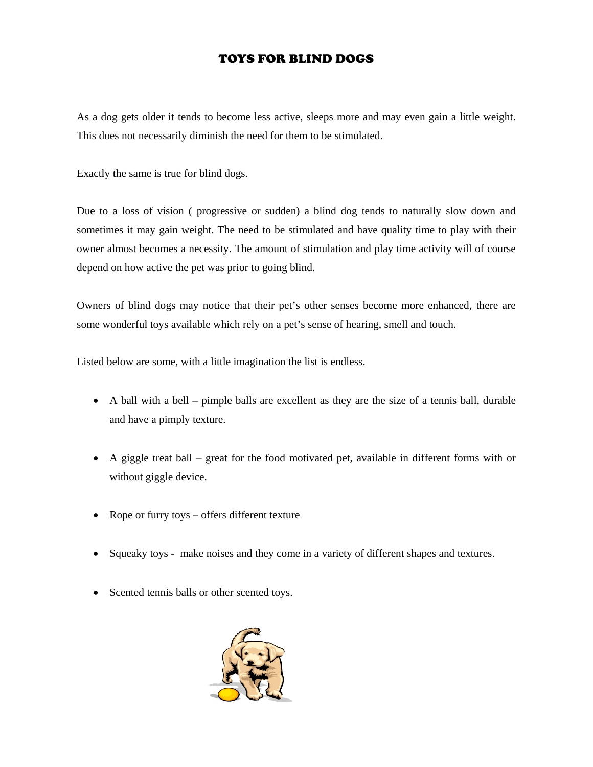# TOYS FOR BLIND DOGS

As a dog gets older it tends to become less active, sleeps more and may even gain a little weight. This does not necessarily diminish the need for them to be stimulated.

Exactly the same is true for blind dogs.

Due to a loss of vision ( progressive or sudden) a blind dog tends to naturally slow down and sometimes it may gain weight. The need to be stimulated and have quality time to play with their owner almost becomes a necessity. The amount of stimulation and play time activity will of course depend on how active the pet was prior to going blind.

Owners of blind dogs may notice that their pet's other senses become more enhanced, there are some wonderful toys available which rely on a pet's sense of hearing, smell and touch.

Listed below are some, with a little imagination the list is endless.

- A ball with a bell – pimple balls are excellent as they are the size of a tennis ball, durable and have a pimply texture.
- A giggle treat ball – great for the food motivated pet, available in different forms with or without giggle device.
- Rope or furry toys – offers different texture
- Squeaky toys - make noises and they come in a variety of different shapes and textures.
- Scented tennis balls or other scented toys.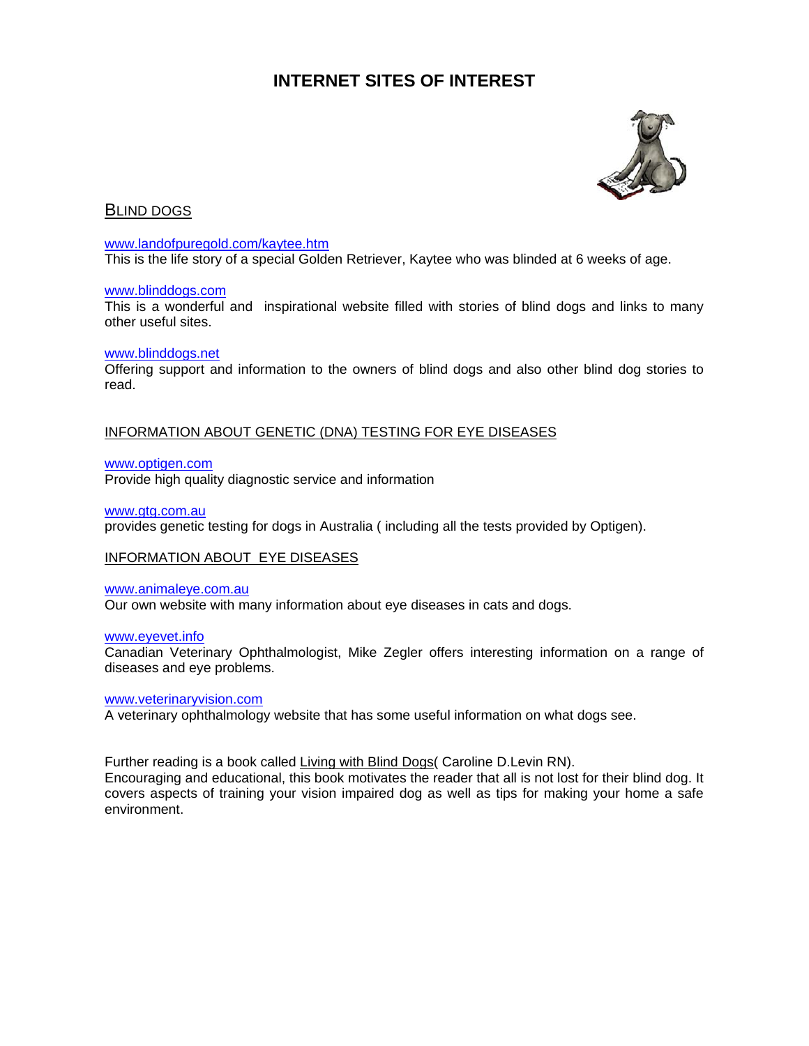# INTERNET SITES OF INTEREST

## BLIND DOGS

www.landofpuregold.com/kaytee.htm
This is the life story of a special Golden Retriever, Kaytee who was blinded at 6 weeks of age.

www.blinddogs.com
This is a wonderful and inspirational website filled with stories of blind dogs and links to many other useful sites.

www.blinddogs.net
Offering support and information to the owners of blind dogs and also other blind dog stories to read.

## INFORMATION ABOUT GENETIC (DNA) TESTING FOR EYE DISEASES

www.optigen.com
Provide high quality diagnostic service and information

www.gtg.com.au
provides genetic testing for dogs in Australia ( including all the tests provided by Optigen).

## INFORMATION ABOUT EYE DISEASES

www.animaleye.com.au
Our own website with many information about eye diseases in cats and dogs.

www.eyevet.info
Canadian Veterinary Ophthalmologist, Mike Zegler offers interesting information on a range of diseases and eye problems.

www.veterinaryvision.com
A veterinary ophthalmology website that has some useful information on what dogs see.

Further reading is a book called Living with Blind Dogs( Caroline D.Levin RN).
Encouraging and educational, this book motivates the reader that all is not lost for their blind dog. It covers aspects of training your vision impaired dog as well as tips for making your home a safe environment.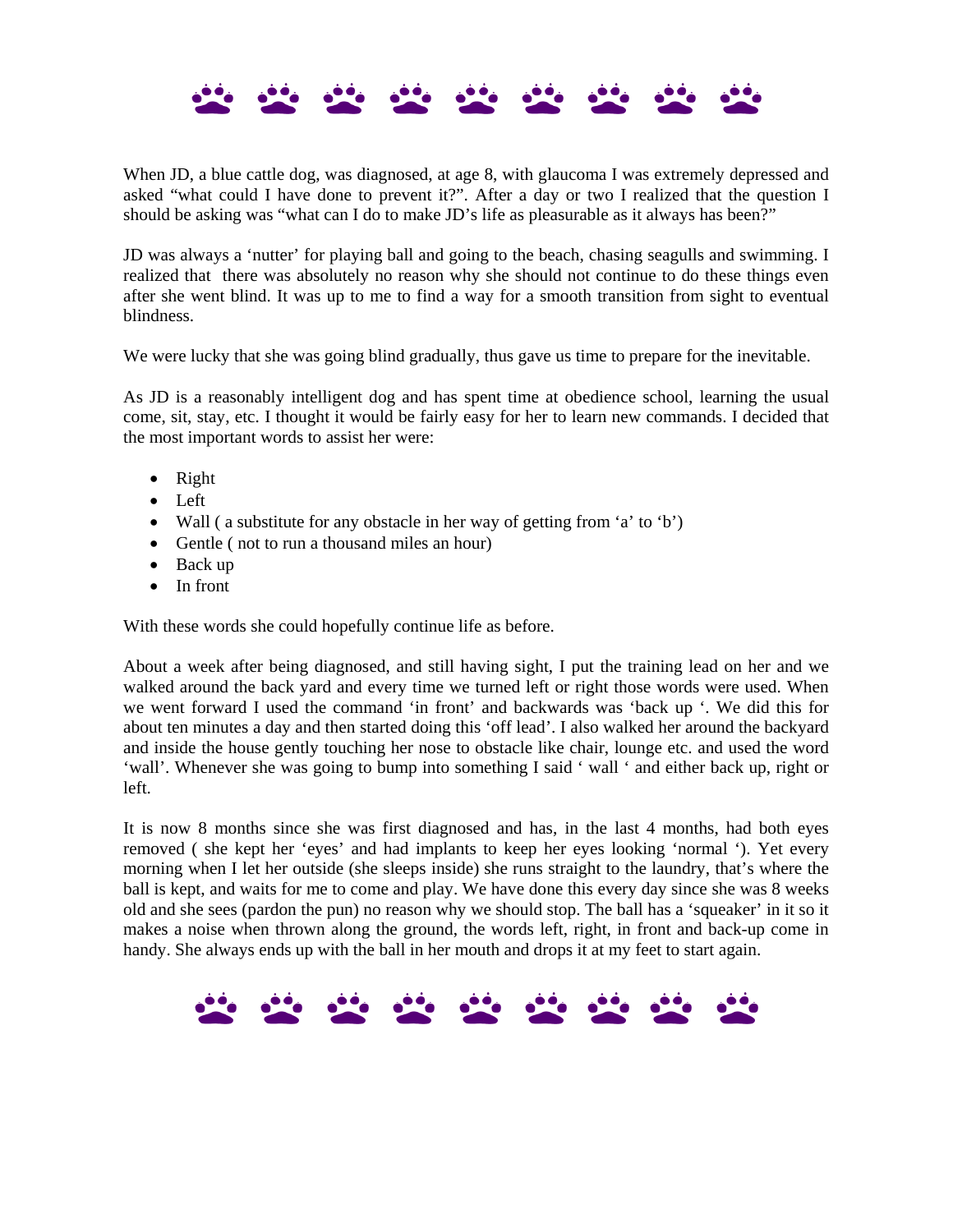When JD, a blue cattle dog, was diagnosed, at age 8, with glaucoma I was extremely depressed and asked “what could I have done to prevent it?”. After a day or two I realized that the question I should be asking was “what can I do to make JD’s life as pleasurable as it always has been?”

JD was always a ‘nutter’ for playing ball and going to the beach, chasing seagulls and swimming. I realized that there was absolutely no reason why she should not continue to do these things even after she went blind. It was up to me to find a way for a smooth transition from sight to eventual blindness.

We were lucky that she was going blind gradually, thus gave us time to prepare for the inevitable.

As JD is a reasonably intelligent dog and has spent time at obedience school, learning the usual come, sit, stay, etc. I thought it would be fairly easy for her to learn new commands. I decided that the most important words to assist her were:

- Right
- Left
- Wall ( a substitute for any obstacle in her way of getting from ‘a’ to ‘b’)
- Gentle ( not to run a thousand miles an hour)
- Back up
- In front

With these words she could hopefully continue life as before.

About a week after being diagnosed, and still having sight, I put the training lead on her and we walked around the back yard and every time we turned left or right those words were used. When we went forward I used the command ‘in front’ and backwards was ‘back up ‘. We did this for about ten minutes a day and then started doing this ‘off lead’. I also walked her around the backyard and inside the house gently touching her nose to obstacle like chair, lounge etc. and used the word ‘wall’. Whenever she was going to bump into something I said ‘ wall ‘ and either back up, right or left.

It is now 8 months since she was first diagnosed and has, in the last 4 months, had both eyes removed ( she kept her ‘eyes’ and had implants to keep her eyes looking ‘normal ‘). Yet every morning when I let her outside (she sleeps inside) she runs straight to the laundry, that’s where the ball is kept, and waits for me to come and play. We have done this every day since she was 8 weeks old and she sees (pardon the pun) no reason why we should stop. The ball has a ‘squeaker’ in it so it makes a noise when thrown along the ground, the words left, right, in front and back-up come in handy. She always ends up with the ball in her mouth and drops it at my feet to start again.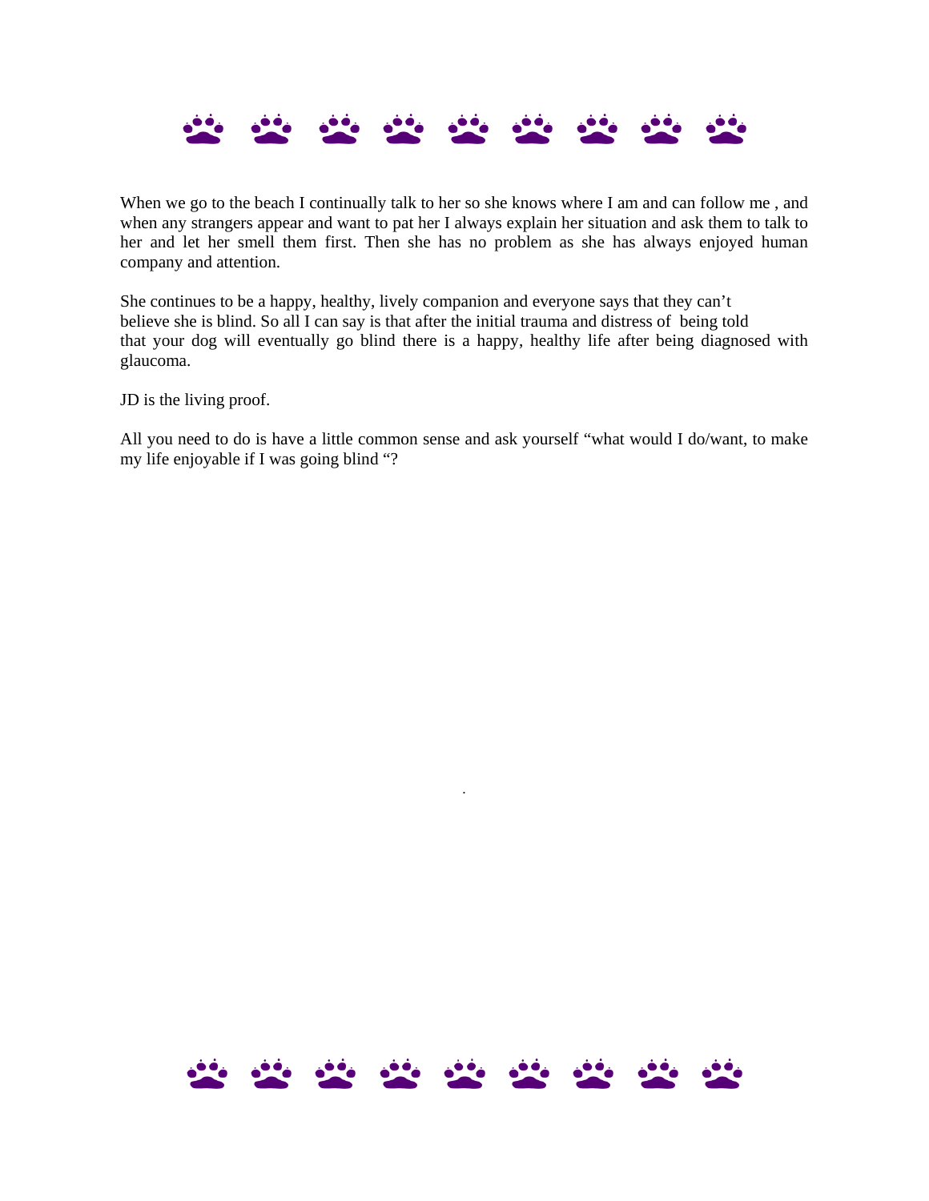When we go to the beach I continually talk to her so she knows where I am and can follow me , and when any strangers appear and want to pat her I always explain her situation and ask them to talk to her and let her smell them first. Then she has no problem as she has always enjoyed human company and attention.

She continues to be a happy, healthy, lively companion and everyone says that they can't believe she is blind. So all I can say is that after the initial trauma and distress of being told that your dog will eventually go blind there is a happy, healthy life after being diagnosed with glaucoma.

JD is the living proof.

All you need to do is have a little common sense and ask yourself "what would I do/want, to make my life enjoyable if I was going blind "?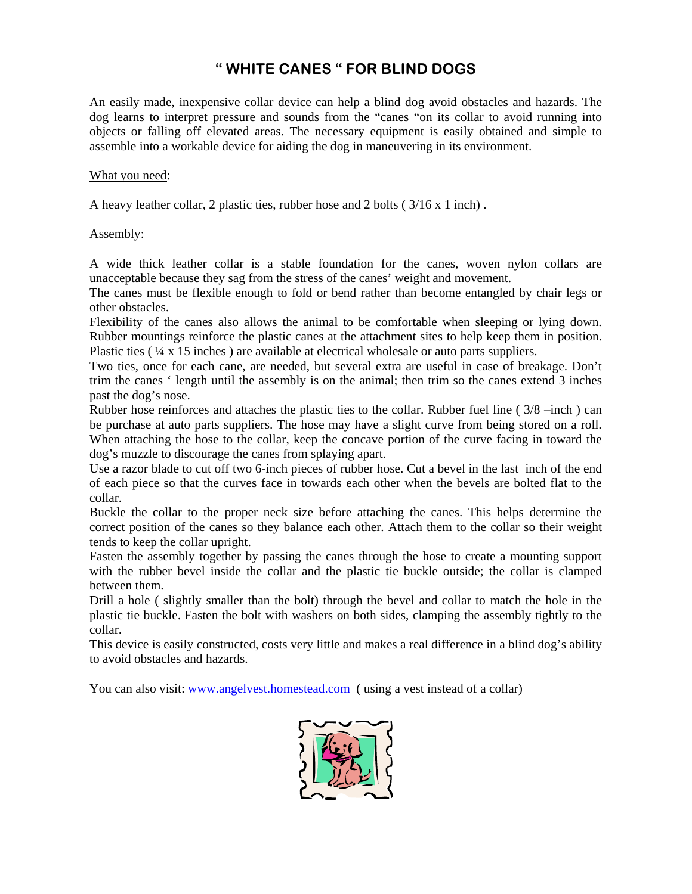# " WHITE CANES " FOR BLIND DOGS

An easily made, inexpensive collar device can help a blind dog avoid obstacles and hazards. The dog learns to interpret pressure and sounds from the "canes "on its collar to avoid running into objects or falling off elevated areas. The necessary equipment is easily obtained and simple to assemble into a workable device for aiding the dog in maneuvering in its environment.

What you need:

A heavy leather collar, 2 plastic ties, rubber hose and 2 bolts ( 3/16 x 1 inch) .

Assembly:

A wide thick leather collar is a stable foundation for the canes, woven nylon collars are unacceptable because they sag from the stress of the canes' weight and movement.

The canes must be flexible enough to fold or bend rather than become entangled by chair legs or other obstacles.

Flexibility of the canes also allows the animal to be comfortable when sleeping or lying down. Rubber mountings reinforce the plastic canes at the attachment sites to help keep them in position. Plastic ties ( ¼ x 15 inches ) are available at electrical wholesale or auto parts suppliers.

Two ties, once for each cane, are needed, but several extra are useful in case of breakage. Don't trim the canes ' length until the assembly is on the animal; then trim so the canes extend 3 inches past the dog's nose.

Rubber hose reinforces and attaches the plastic ties to the collar. Rubber fuel line ( 3/8 –inch ) can be purchase at auto parts suppliers. The hose may have a slight curve from being stored on a roll. When attaching the hose to the collar, keep the concave portion of the curve facing in toward the dog's muzzle to discourage the canes from splaying apart.

Use a razor blade to cut off two 6-inch pieces of rubber hose. Cut a bevel in the last inch of the end of each piece so that the curves face in towards each other when the bevels are bolted flat to the collar.

Buckle the collar to the proper neck size before attaching the canes. This helps determine the correct position of the canes so they balance each other. Attach them to the collar so their weight tends to keep the collar upright.

Fasten the assembly together by passing the canes through the hose to create a mounting support with the rubber bevel inside the collar and the plastic tie buckle outside; the collar is clamped between them.

Drill a hole ( slightly smaller than the bolt) through the bevel and collar to match the hole in the plastic tie buckle. Fasten the bolt with washers on both sides, clamping the assembly tightly to the collar.

This device is easily constructed, costs very little and makes a real difference in a blind dog's ability to avoid obstacles and hazards.

You can also visit: [www.angelvest.homestead.com](http://www.angelvest.homestead.com) ( using a vest instead of a collar)